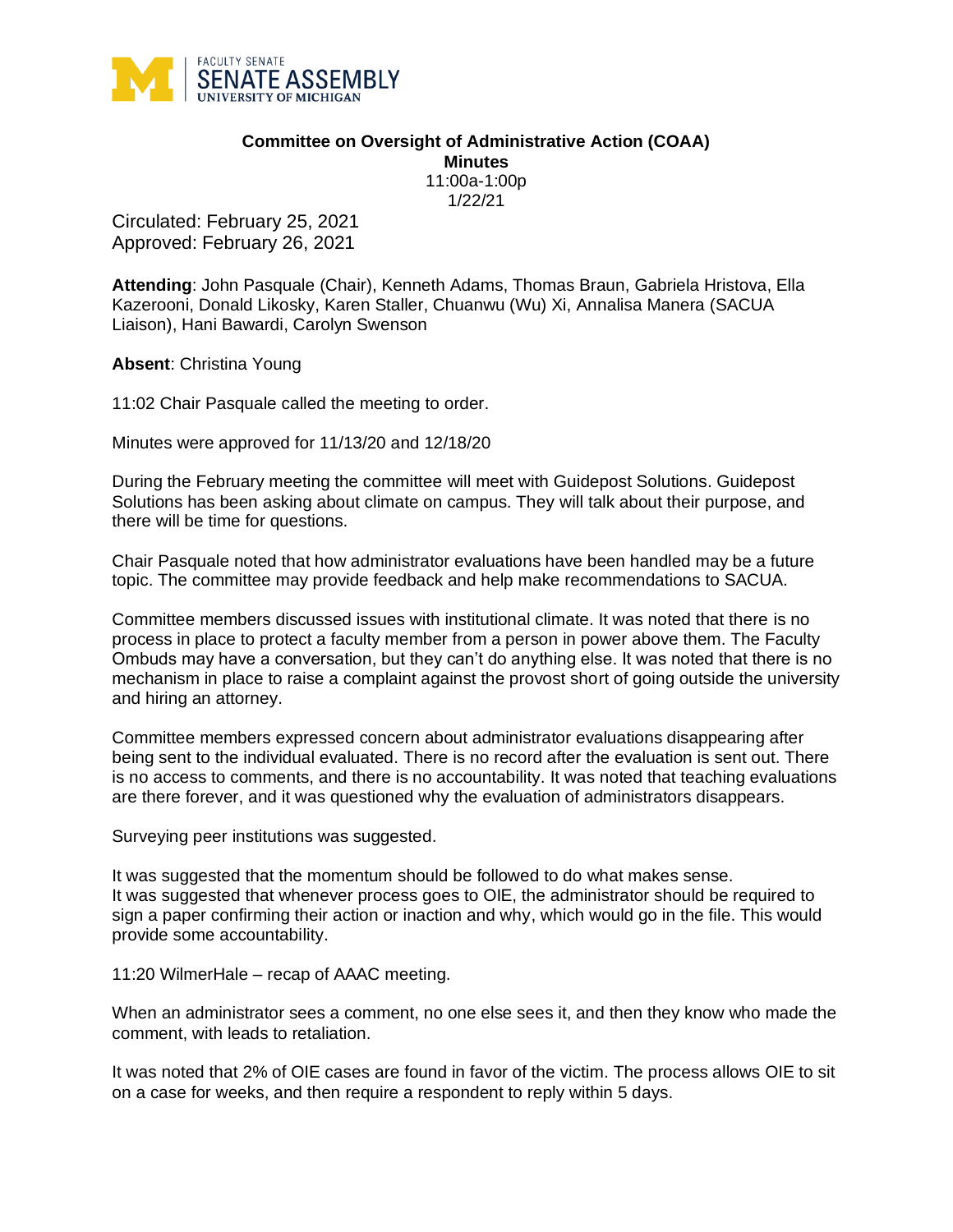**Committee on Oversight of Administrative Action (COAA)**
**Minutes**
11:00a-1:00p
1/22/21

Circulated: February 25, 2021
Approved: February 26, 2021

**Attending**: John Pasquale (Chair), Kenneth Adams, Thomas Braun, Gabriela Hristova, Ella Kazerooni, Donald Likosky, Karen Staller, Chuanwu (Wu) Xi, Annalisa Manera (SACUA Liaison), Hani Bawardi, Carolyn Swenson

**Absent**: Christina Young

11:02 Chair Pasquale called the meeting to order.

Minutes were approved for 11/13/20 and 12/18/20

During the February meeting the committee will meet with Guidepost Solutions. Guidepost Solutions has been asking about climate on campus. They will talk about their purpose, and there will be time for questions.

Chair Pasquale noted that how administrator evaluations have been handled may be a future topic. The committee may provide feedback and help make recommendations to SACUA.

Committee members discussed issues with institutional climate. It was noted that there is no process in place to protect a faculty member from a person in power above them. The Faculty Ombuds may have a conversation, but they can't do anything else. It was noted that there is no mechanism in place to raise a complaint against the provost short of going outside the university and hiring an attorney.

Committee members expressed concern about administrator evaluations disappearing after being sent to the individual evaluated. There is no record after the evaluation is sent out. There is no access to comments, and there is no accountability. It was noted that teaching evaluations are there forever, and it was questioned why the evaluation of administrators disappears.

Surveying peer institutions was suggested.

It was suggested that the momentum should be followed to do what makes sense.
It was suggested that whenever process goes to OIE, the administrator should be required to sign a paper confirming their action or inaction and why, which would go in the file. This would provide some accountability.

11:20 WilmerHale – recap of AAAC meeting.

When an administrator sees a comment, no one else sees it, and then they know who made the comment, with leads to retaliation.

It was noted that 2% of OIE cases are found in favor of the victim. The process allows OIE to sit on a case for weeks, and then require a respondent to reply within 5 days.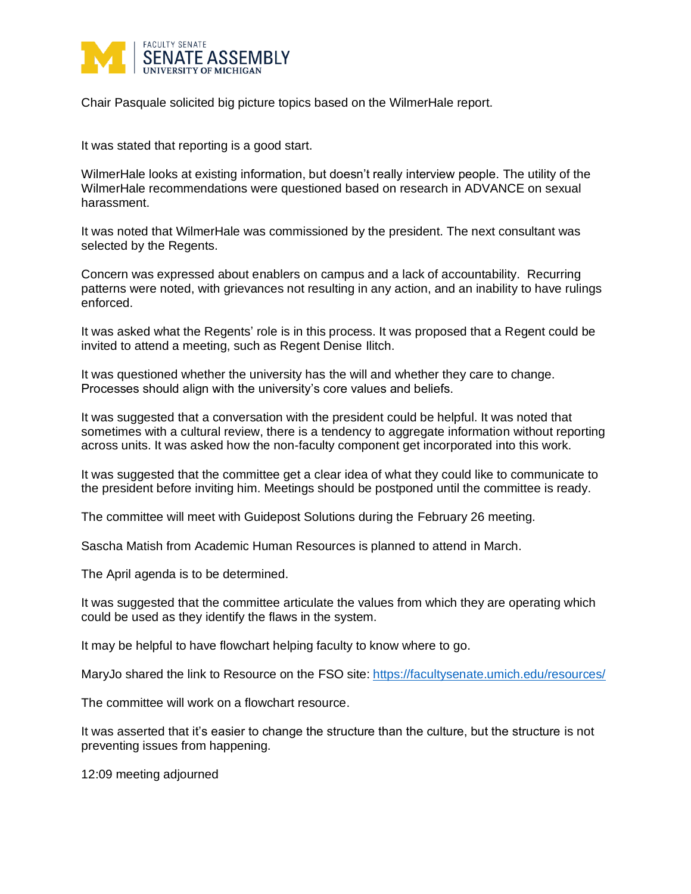Chair Pasquale solicited big picture topics based on the WilmerHale report.

It was stated that reporting is a good start.

WilmerHale looks at existing information, but doesn't really interview people. The utility of the WilmerHale recommendations were questioned based on research in ADVANCE on sexual harassment.

It was noted that WilmerHale was commissioned by the president. The next consultant was selected by the Regents.

Concern was expressed about enablers on campus and a lack of accountability. Recurring patterns were noted, with grievances not resulting in any action, and an inability to have rulings enforced.

It was asked what the Regents' role is in this process. It was proposed that a Regent could be invited to attend a meeting, such as Regent Denise Ilitch.

It was questioned whether the university has the will and whether they care to change. Processes should align with the university's core values and beliefs.

It was suggested that a conversation with the president could be helpful. It was noted that sometimes with a cultural review, there is a tendency to aggregate information without reporting across units. It was asked how the non-faculty component get incorporated into this work.

It was suggested that the committee get a clear idea of what they could like to communicate to the president before inviting him. Meetings should be postponed until the committee is ready.

The committee will meet with Guidepost Solutions during the February 26 meeting.

Sascha Matish from Academic Human Resources is planned to attend in March.

The April agenda is to be determined.

It was suggested that the committee articulate the values from which they are operating which could be used as they identify the flaws in the system.

It may be helpful to have flowchart helping faculty to know where to go.

MaryJo shared the link to Resource on the FSO site: [https://facultysenate.umich.edu/resources/](https://facultysenate.umich.edu/resources/)

The committee will work on a flowchart resource.

It was asserted that it's easier to change the structure than the culture, but the structure is not preventing issues from happening.

12:09 meeting adjourned